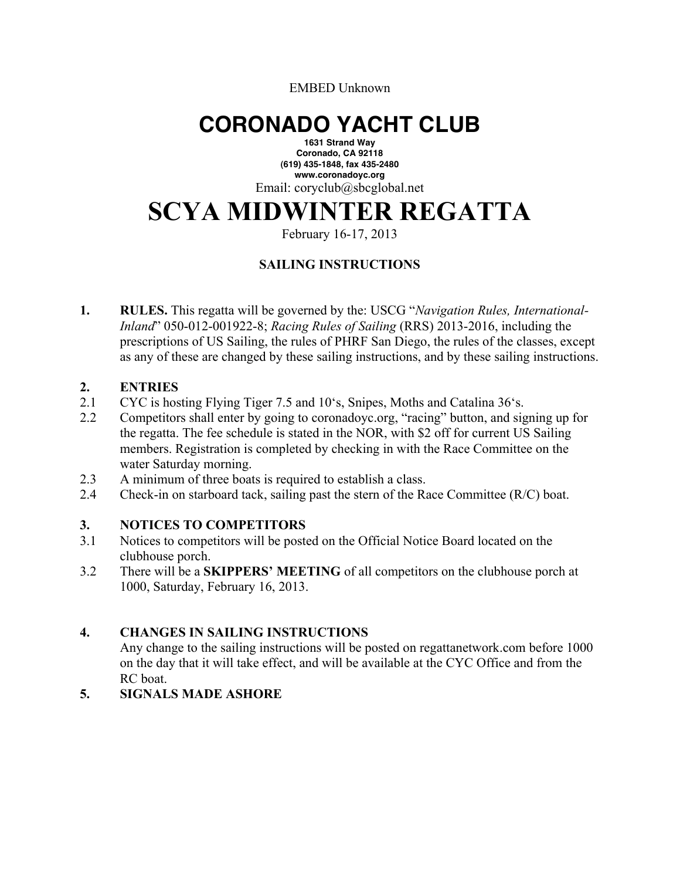EMBED Unknown

# CORONADO YACHT CLUB

**1631 Strand Way**
**Coronado, CA 92118**
**(619) 435-1848, fax 435-2480**
**www.coronadoyc.org**
Email: coryclub@sbcglobal.net

# SCYA MIDWINTER REGATTA

February 16-17, 2013

## SAILING INSTRUCTIONS

**1. RULES.** This regatta will be governed by the: USCG "*Navigation Rules, International-Inland*" 050-012-001922-8; *Racing Rules of Sailing* (RRS) 2013-2016, including the prescriptions of US Sailing, the rules of PHRF San Diego, the rules of the classes, except as any of these are changed by these sailing instructions, and by these sailing instructions.

**2. ENTRIES**

2.1 CYC is hosting Flying Tiger 7.5 and 10's, Snipes, Moths and Catalina 36's.

2.2 Competitors shall enter by going to coronadoyc.org, "racing" button, and signing up for the regatta. The fee schedule is stated in the NOR, with $2 off for current US Sailing members. Registration is completed by checking in with the Race Committee on the water Saturday morning.

2.3 A minimum of three boats is required to establish a class.

2.4 Check-in on starboard tack, sailing past the stern of the Race Committee (R/C) boat.

**3. NOTICES TO COMPETITORS**

3.1 Notices to competitors will be posted on the Official Notice Board located on the clubhouse porch.

3.2 There will be a **SKIPPERS' MEETING** of all competitors on the clubhouse porch at 1000, Saturday, February 16, 2013.

**4. CHANGES IN SAILING INSTRUCTIONS**

Any change to the sailing instructions will be posted on regattanetwork.com before 1000 on the day that it will take effect, and will be available at the CYC Office and from the RC boat.

**5. SIGNALS MADE ASHORE**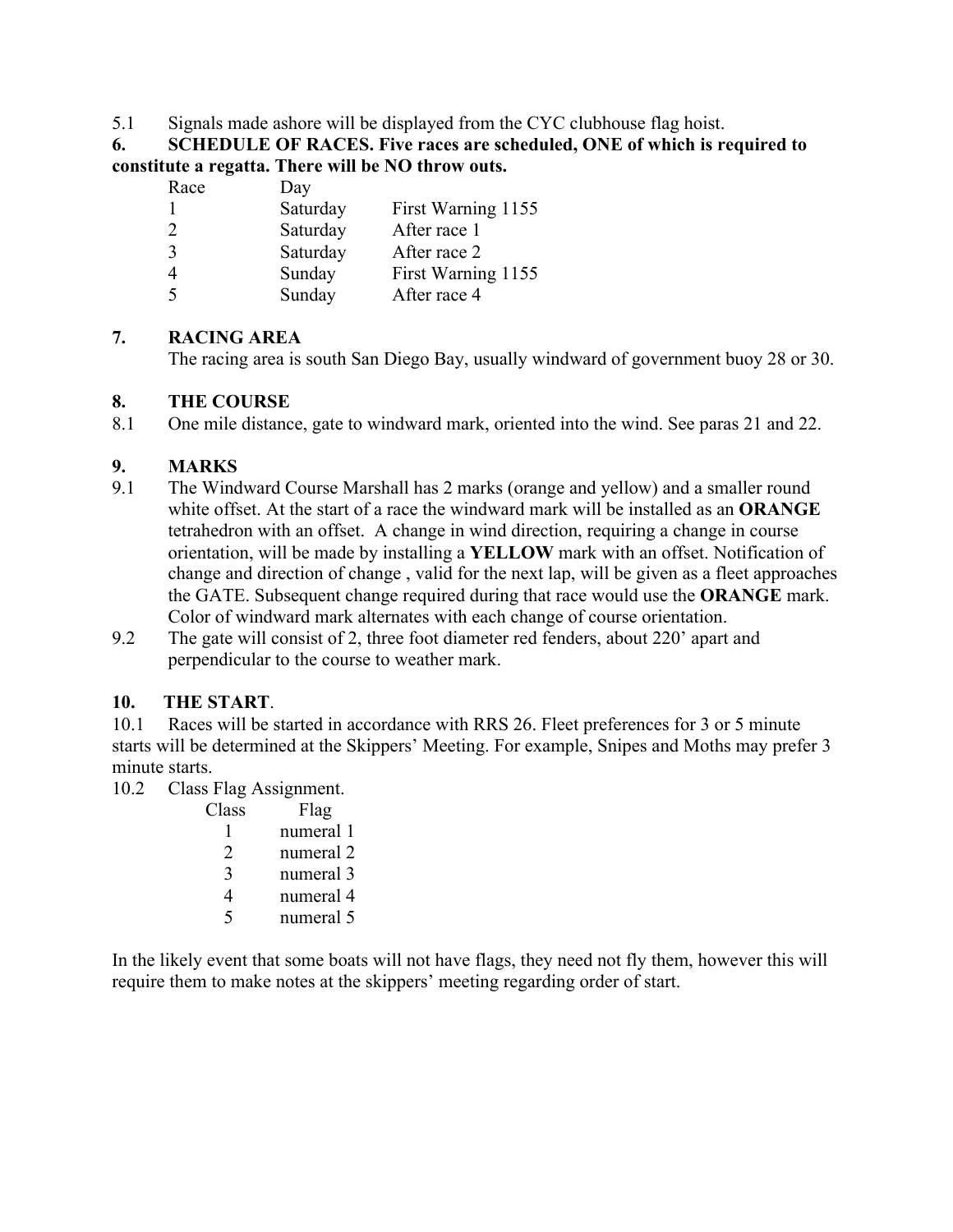5.1 Signals made ashore will be displayed from the CYC clubhouse flag hoist.

**6. SCHEDULE OF RACES. Five races are scheduled, ONE of which is required to constitute a regatta. There will be NO throw outs.**

| Race | Day | |
|---|---|---|
| 1 | Saturday | First Warning 1155 |
| 2 | Saturday | After race 1 |
| 3 | Saturday | After race 2 |
| 4 | Sunday | First Warning 1155 |
| 5 | Sunday | After race 4 |

**7. RACING AREA**

The racing area is south San Diego Bay, usually windward of government buoy 28 or 30.

**8. THE COURSE**

8.1 One mile distance, gate to windward mark, oriented into the wind. See paras 21 and 22.

**9. MARKS**

9.1 The Windward Course Marshall has 2 marks (orange and yellow) and a smaller round white offset. At the start of a race the windward mark will be installed as an **ORANGE** tetrahedron with an offset. A change in wind direction, requiring a change in course orientation, will be made by installing a **YELLOW** mark with an offset. Notification of change and direction of change , valid for the next lap, will be given as a fleet approaches the GATE. Subsequent change required during that race would use the **ORANGE** mark. Color of windward mark alternates with each change of course orientation.

9.2 The gate will consist of 2, three foot diameter red fenders, about 220' apart and perpendicular to the course to weather mark.

**10. THE START**.

10.1 Races will be started in accordance with RRS 26. Fleet preferences for 3 or 5 minute starts will be determined at the Skippers' Meeting. For example, Snipes and Moths may prefer 3 minute starts.

10.2 Class Flag Assignment.

| Class | Flag |
|---|---|
| 1 | numeral 1 |
| 2 | numeral 2 |
| 3 | numeral 3 |
| 4 | numeral 4 |
| 5 | numeral 5 |

In the likely event that some boats will not have flags, they need not fly them, however this will require them to make notes at the skippers' meeting regarding order of start.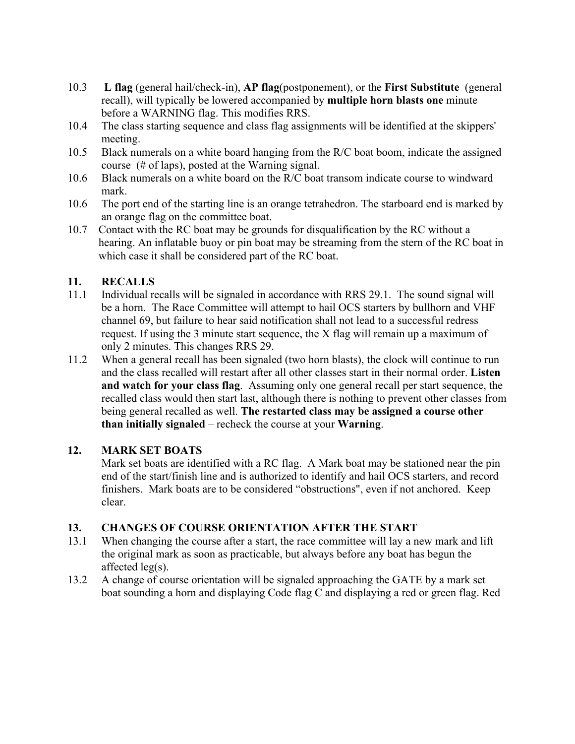10.3 **L flag** (general hail/check-in), **AP flag**(postponement), or the **First Substitute** (general recall), will typically be lowered accompanied by **multiple horn blasts one** minute before a WARNING flag. This modifies RRS.

10.4 The class starting sequence and class flag assignments will be identified at the skippers' meeting.

10.5 Black numerals on a white board hanging from the R/C boat boom, indicate the assigned course (# of laps), posted at the Warning signal.

10.6 Black numerals on a white board on the R/C boat transom indicate course to windward mark.

10.6 The port end of the starting line is an orange tetrahedron. The starboard end is marked by an orange flag on the committee boat.

10.7 Contact with the RC boat may be grounds for disqualification by the RC without a hearing. An inflatable buoy or pin boat may be streaming from the stern of the RC boat in which case it shall be considered part of the RC boat.

## 11. RECALLS

11.1 Individual recalls will be signaled in accordance with RRS 29.1. The sound signal will be a horn. The Race Committee will attempt to hail OCS starters by bullhorn and VHF channel 69, but failure to hear said notification shall not lead to a successful redress request. If using the 3 minute start sequence, the X flag will remain up a maximum of only 2 minutes. This changes RRS 29.

11.2 When a general recall has been signaled (two horn blasts), the clock will continue to run and the class recalled will restart after all other classes start in their normal order. **Listen and watch for your class flag**. Assuming only one general recall per start sequence, the recalled class would then start last, although there is nothing to prevent other classes from being general recalled as well. **The restarted class may be assigned a course other than initially signaled** – recheck the course at your **Warning**.

## 12. MARK SET BOATS

Mark set boats are identified with a RC flag. A Mark boat may be stationed near the pin end of the start/finish line and is authorized to identify and hail OCS starters, and record finishers. Mark boats are to be considered "obstructions", even if not anchored. Keep clear.

## 13. CHANGES OF COURSE ORIENTATION AFTER THE START

13.1 When changing the course after a start, the race committee will lay a new mark and lift the original mark as soon as practicable, but always before any boat has begun the affected leg(s).

13.2 A change of course orientation will be signaled approaching the GATE by a mark set boat sounding a horn and displaying Code flag C and displaying a red or green flag. Red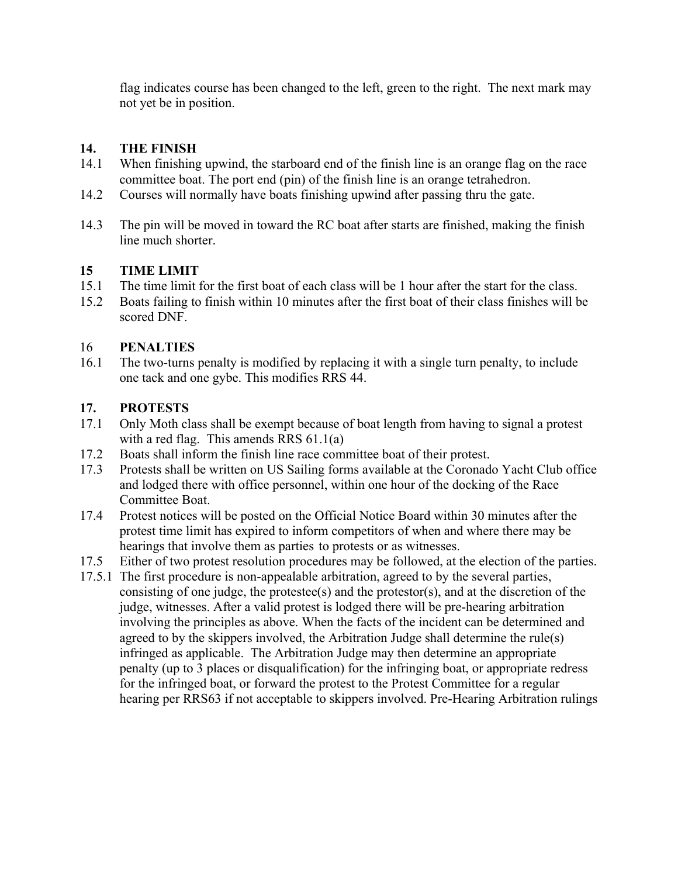flag indicates course has been changed to the left, green to the right. The next mark may not yet be in position.

## 14. THE FINISH

14.1 When finishing upwind, the starboard end of the finish line is an orange flag on the race committee boat. The port end (pin) of the finish line is an orange tetrahedron.

14.2 Courses will normally have boats finishing upwind after passing thru the gate.

14.3 The pin will be moved in toward the RC boat after starts are finished, making the finish line much shorter.

## 15 TIME LIMIT

15.1 The time limit for the first boat of each class will be 1 hour after the start for the class.

15.2 Boats failing to finish within 10 minutes after the first boat of their class finishes will be scored DNF.

## 16 PENALTIES

16.1 The two-turns penalty is modified by replacing it with a single turn penalty, to include one tack and one gybe. This modifies RRS 44.

## 17. PROTESTS

17.1 Only Moth class shall be exempt because of boat length from having to signal a protest with a red flag. This amends RRS 61.1(a)

17.2 Boats shall inform the finish line race committee boat of their protest.

17.3 Protests shall be written on US Sailing forms available at the Coronado Yacht Club office and lodged there with office personnel, within one hour of the docking of the Race Committee Boat.

17.4 Protest notices will be posted on the Official Notice Board within 30 minutes after the protest time limit has expired to inform competitors of when and where there may be hearings that involve them as parties to protests or as witnesses.

17.5 Either of two protest resolution procedures may be followed, at the election of the parties.

17.5.1 The first procedure is non-appealable arbitration, agreed to by the several parties, consisting of one judge, the protestee(s) and the protestor(s), and at the discretion of the judge, witnesses. After a valid protest is lodged there will be pre-hearing arbitration involving the principles as above. When the facts of the incident can be determined and agreed to by the skippers involved, the Arbitration Judge shall determine the rule(s) infringed as applicable. The Arbitration Judge may then determine an appropriate penalty (up to 3 places or disqualification) for the infringing boat, or appropriate redress for the infringed boat, or forward the protest to the Protest Committee for a regular hearing per RRS63 if not acceptable to skippers involved. Pre-Hearing Arbitration rulings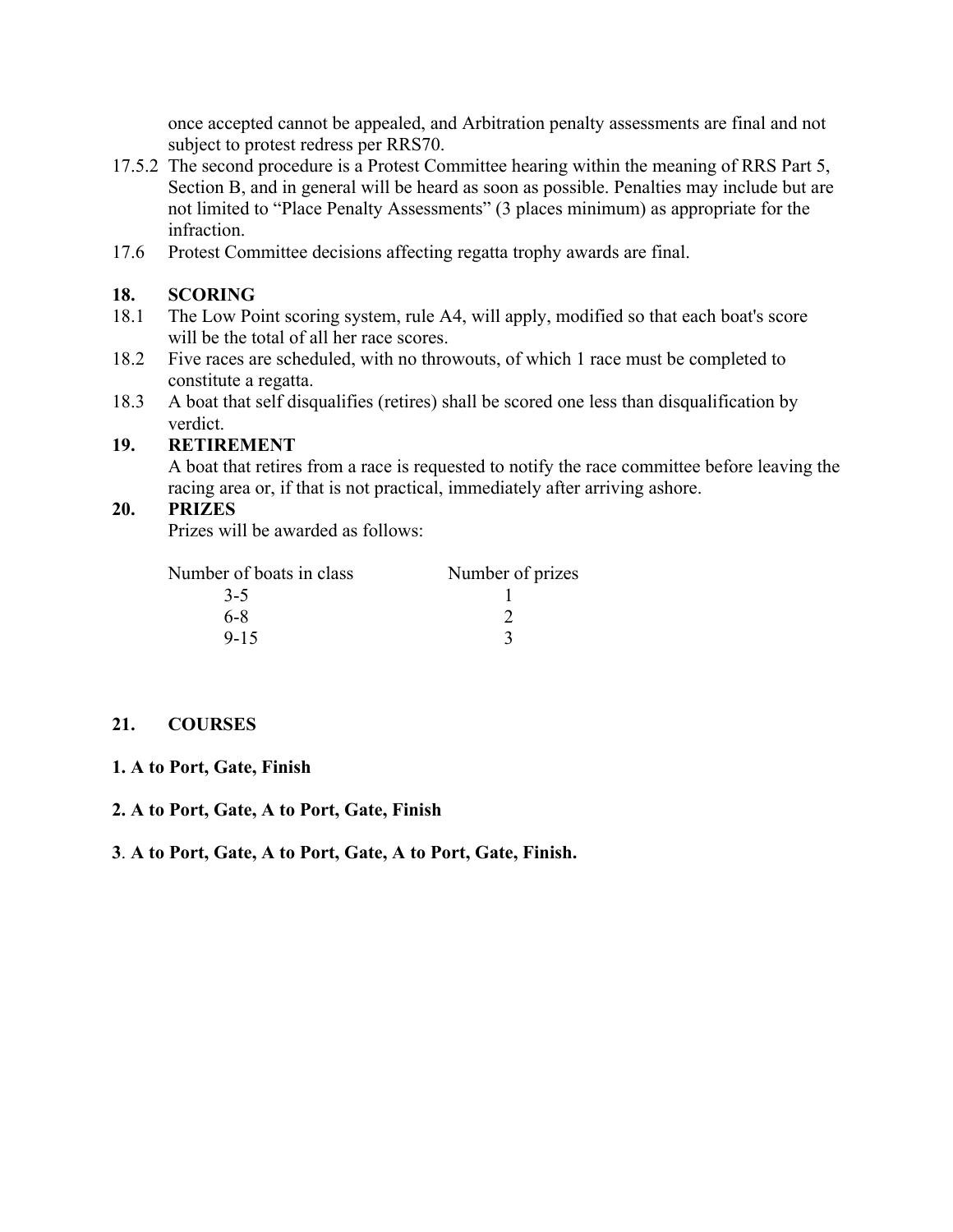once accepted cannot be appealed, and Arbitration penalty assessments are final and not subject to protest redress per RRS70.

17.5.2 The second procedure is a Protest Committee hearing within the meaning of RRS Part 5, Section B, and in general will be heard as soon as possible. Penalties may include but are not limited to "Place Penalty Assessments" (3 places minimum) as appropriate for the infraction.

17.6 Protest Committee decisions affecting regatta trophy awards are final.

## 18. SCORING

18.1 The Low Point scoring system, rule A4, will apply, modified so that each boat's score will be the total of all her race scores.

18.2 Five races are scheduled, with no throwouts, of which 1 race must be completed to constitute a regatta.

18.3 A boat that self disqualifies (retires) shall be scored one less than disqualification by verdict.

## 19. RETIREMENT

A boat that retires from a race is requested to notify the race committee before leaving the racing area or, if that is not practical, immediately after arriving ashore.

## 20. PRIZES

Prizes will be awarded as follows:

| Number of boats in class | Number of prizes |
| --- | --- |
| 3-5 | 1 |
| 6-8 | 2 |
| 9-15 | 3 |

## 21. COURSES

**1. A to Port, Gate, Finish**

**2. A to Port, Gate, A to Port, Gate, Finish**

**3. A to Port, Gate, A to Port, Gate, A to Port, Gate, Finish.**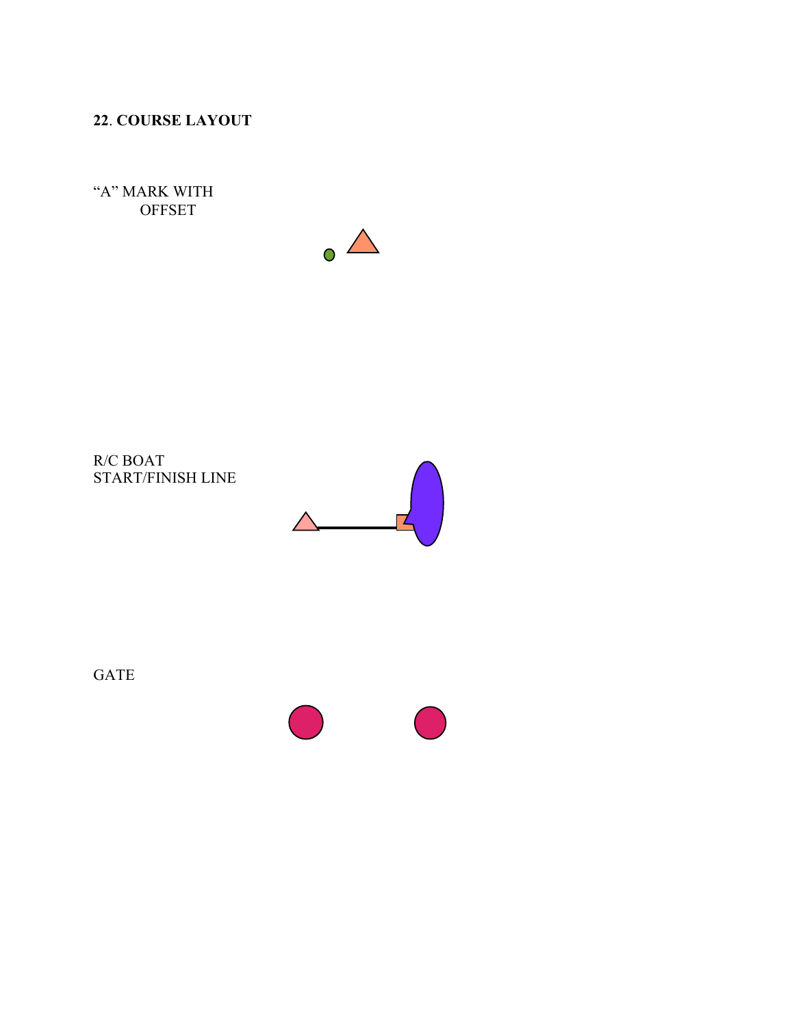**22**. **COURSE LAYOUT**

“A” MARK WITH
OFFSET

R/C BOAT
START/FINISH LINE

GATE